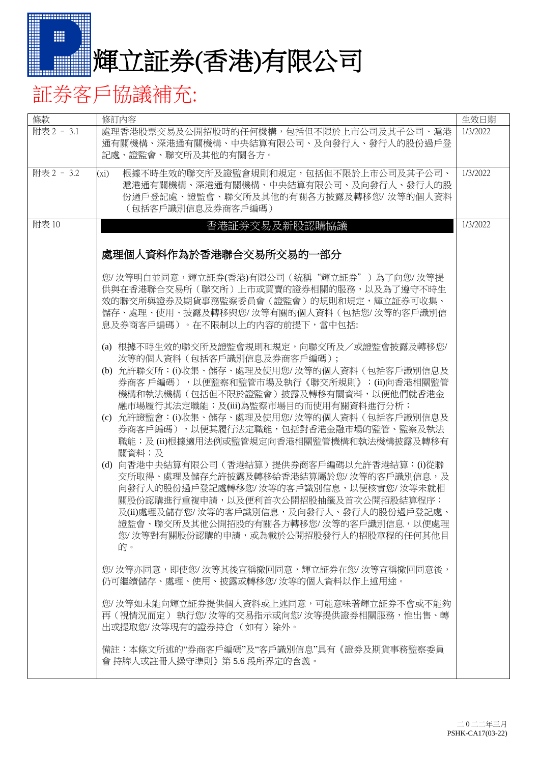# 輝立証券(香港)有限公司

## 証券客戶協議補充:

| 條款 | 修訂內容 | 生效日期 |
|---|---|---|
| 附表 2 – 3.1 | 處理香港股票交易及公開招股時的任何機構，包括但不限於上市公司及其子公司、滬港通有關機構、深港通有關機構、中央結算有限公司、及向發行人、發行人的股份過戶登記處、證監會、聯交所及其他的有關各方。 | 1/3/2022 |
| 附表 2 – 3.2 | (xi) 根據不時生效的聯交所及證監會規則和規定，包括但不限於上市公司及其子公司、滬港通有關機構、深港通有關機構、中央結算有限公司、及向發行人、發行人的股份過戶登記處、證監會、聯交所及其他的有關各方披露及轉移您/ 汝等的個人資料（包括客戶識別信息及券商客戶編碼） | 1/3/2022 |
| 附表 10 | **香港証券交易及新股認購協議**<br><br>**處理個人資料作為於香港聯合交易所交易的一部分**<br><br>您/ 汝等明白並同意，輝立証券(香港)有限公司（統稱 "輝立証券" ）為了向您/ 汝等提供與在香港聯合交易所（聯交所）上市或買賣的證券相關的服務，以及為了遵守不時生效的聯交所與證券及期貨事務監察委員會（證監會）的規則和規定，輝立証券可收集、儲存、處理、使用、披露及轉移與您/ 汝等有關的個人資料（包括您/ 汝等的客戶識別信息及券商客戶編碼）。在不限制以上的內容的前提下，當中包括:<br><br>(a) 根據不時生效的聯交所及證監會規則和規定，向聯交所及／或證監會披露及轉移您/ 汝等的個人資料（包括客戶識別信息及券商客戶編碼）;<br>(b) 允許聯交所：(i)收集、儲存、處理及使用您/ 汝等的個人資料（包括客戶識別信息及券商客 戶編碼），以便監察和監管市場及執行《聯交所規則》；(ii)向香港相關監管機構和執法機構（包括但不限於證監會）披露及轉移有關資料，以便他們就香港金融市場履行其法定職能；及(iii)為監察市場目的而使用有關資料進行分析；<br>(c) 允許證監會：(i)收集、儲存、處理及使用您/ 汝等的個人資料（包括客戶識別信息及券商客戶編碼），以便其履行法定職能，包括對香港金融市場的監管、監察及執法職能；及 (ii)根據適用法例或監管規定向香港相關監管機構和執法機構披露及轉移有關資料；及<br>(d) 向香港中央結算有限公司（香港結算）提供券商客戶編碼以允許香港結算：(i)從聯交所取得、處理及儲存允許披露及轉移給香港結算屬於您/ 汝等的客戶識別信息，及向發行人的股份過戶登記處轉移您/ 汝等的客戶識別信息，以便核實您/ 汝等未就相關股份認購進行重複申請，以及便利首次公開招股抽籤及首次公開招股結算程序；及(ii)處理及儲存您/ 汝等的客戶識別信息，及向發行人、發行人的股份過戶登記處、證監會、聯交所及其他公開招股的有關各方轉移您/ 汝等的客戶識別信息，以便處理您/ 汝等對有關股份認購的申請，或為載於公開招股發行人的招股章程的任何其他目的。<br><br>您/ 汝等亦同意，即使您/ 汝等其後宣稱撤回同意，輝立証券在您/ 汝等宣稱撤回同意後，仍可繼續儲存、處理、使用、披露或轉移您/ 汝等的個人資料以作上述用途。<br><br>您/ 汝等如未能向輝立証券提供個人資料或上述同意，可能意味著輝立証券不會或不能夠再（視情況而定） 執行您/ 汝等的交易指示或向您/ 汝等提供證券相關服務，惟出售、轉出或提取您/ 汝等現有的證券持倉 （如有）除外。<br><br>備註：本條文所述的"券商客戶編碼"及"客戶識別信息"具有《證券及期貨事務監察委員會 持牌人或註冊人操守準則》第 5.6 段所界定的含義。 | 1/3/2022 |

二０二二年三月
PSHK-CA17(03-22)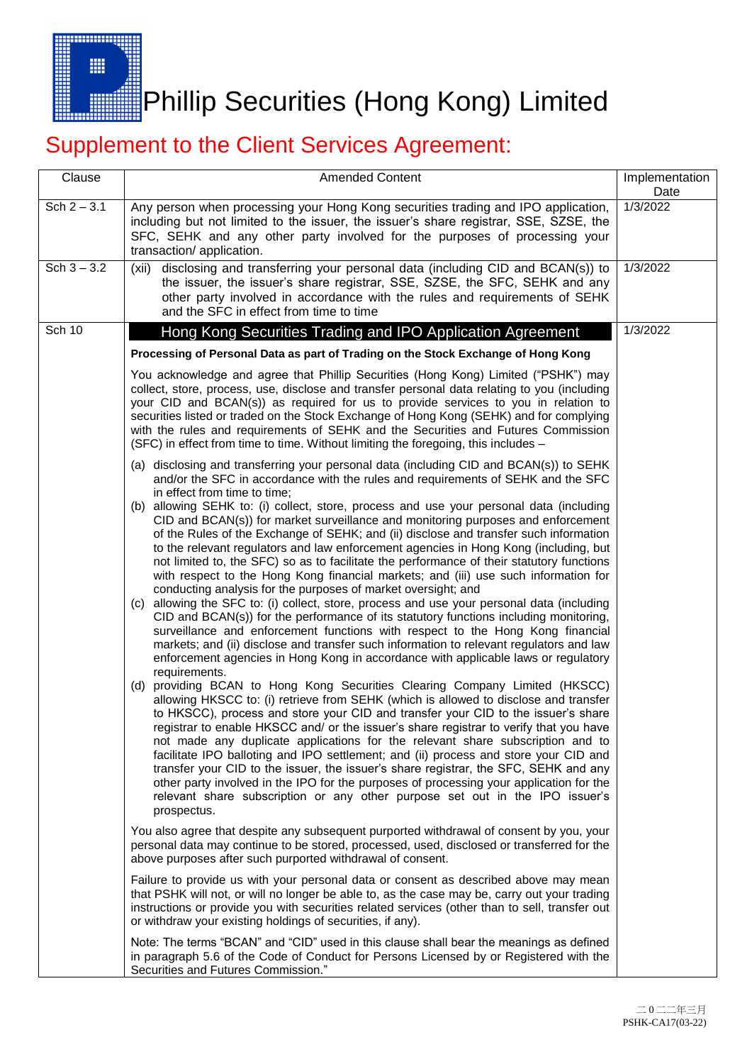# Phillip Securities (Hong Kong) Limited

## Supplement to the Client Services Agreement:

| Clause | Amended Content | Implementation Date |
|---|---|---|
| Sch 2 – 3.1 | Any person when processing your Hong Kong securities trading and IPO application, including but not limited to the issuer, the issuer's share registrar, SSE, SZSE, the SFC, SEHK and any other party involved for the purposes of processing your transaction/ application. | 1/3/2022 |
| Sch 3 – 3.2 | (xii) disclosing and transferring your personal data (including CID and BCAN(s)) to the issuer, the issuer's share registrar, SSE, SZSE, the SFC, SEHK and any other party involved in accordance with the rules and requirements of SEHK and the SFC in effect from time to time | 1/3/2022 |
| Sch 10 | **Hong Kong Securities Trading and IPO Application Agreement**<br><br>**Processing of Personal Data as part of Trading on the Stock Exchange of Hong Kong**<br><br>You acknowledge and agree that Phillip Securities (Hong Kong) Limited ("PSHK") may collect, store, process, use, disclose and transfer personal data relating to you (including your CID and BCAN(s)) as required for us to provide services to you in relation to securities listed or traded on the Stock Exchange of Hong Kong (SEHK) and for complying with the rules and requirements of SEHK and the Securities and Futures Commission (SFC) in effect from time to time. Without limiting the foregoing, this includes –<br><br>(a) disclosing and transferring your personal data (including CID and BCAN(s)) to SEHK and/or the SFC in accordance with the rules and requirements of SEHK and the SFC in effect from time to time;<br>(b) allowing SEHK to: (i) collect, store, process and use your personal data (including CID and BCAN(s)) for market surveillance and monitoring purposes and enforcement of the Rules of the Exchange of SEHK; and (ii) disclose and transfer such information to the relevant regulators and law enforcement agencies in Hong Kong (including, but not limited to, the SFC) so as to facilitate the performance of their statutory functions with respect to the Hong Kong financial markets; and (iii) use such information for conducting analysis for the purposes of market oversight; and<br>(c) allowing the SFC to: (i) collect, store, process and use your personal data (including CID and BCAN(s)) for the performance of its statutory functions including monitoring, surveillance and enforcement functions with respect to the Hong Kong financial markets; and (ii) disclose and transfer such information to relevant regulators and law enforcement agencies in Hong Kong in accordance with applicable laws or regulatory requirements.<br>(d) providing BCAN to Hong Kong Securities Clearing Company Limited (HKSCC) allowing HKSCC to: (i) retrieve from SEHK (which is allowed to disclose and transfer to HKSCC), process and store your CID and transfer your CID to the issuer's share registrar to enable HKSCC and/ or the issuer's share registrar to verify that you have not made any duplicate applications for the relevant share subscription and to facilitate IPO balloting and IPO settlement; and (ii) process and store your CID and transfer your CID to the issuer, the issuer's share registrar, the SFC, SEHK and any other party involved in the IPO for the purposes of processing your application for the relevant share subscription or any other purpose set out in the IPO issuer's prospectus.<br><br>You also agree that despite any subsequent purported withdrawal of consent by you, your personal data may continue to be stored, processed, used, disclosed or transferred for the above purposes after such purported withdrawal of consent.<br><br>Failure to provide us with your personal data or consent as described above may mean that PSHK will not, or will no longer be able to, as the case may be, carry out your trading instructions or provide you with securities related services (other than to sell, transfer out or withdraw your existing holdings of securities, if any).<br><br>Note: The terms "BCAN" and "CID" used in this clause shall bear the meanings as defined in paragraph 5.6 of the Code of Conduct for Persons Licensed by or Registered with the Securities and Futures Commission." | 1/3/2022 |

二０二二年三月
PSHK-CA17(03-22)